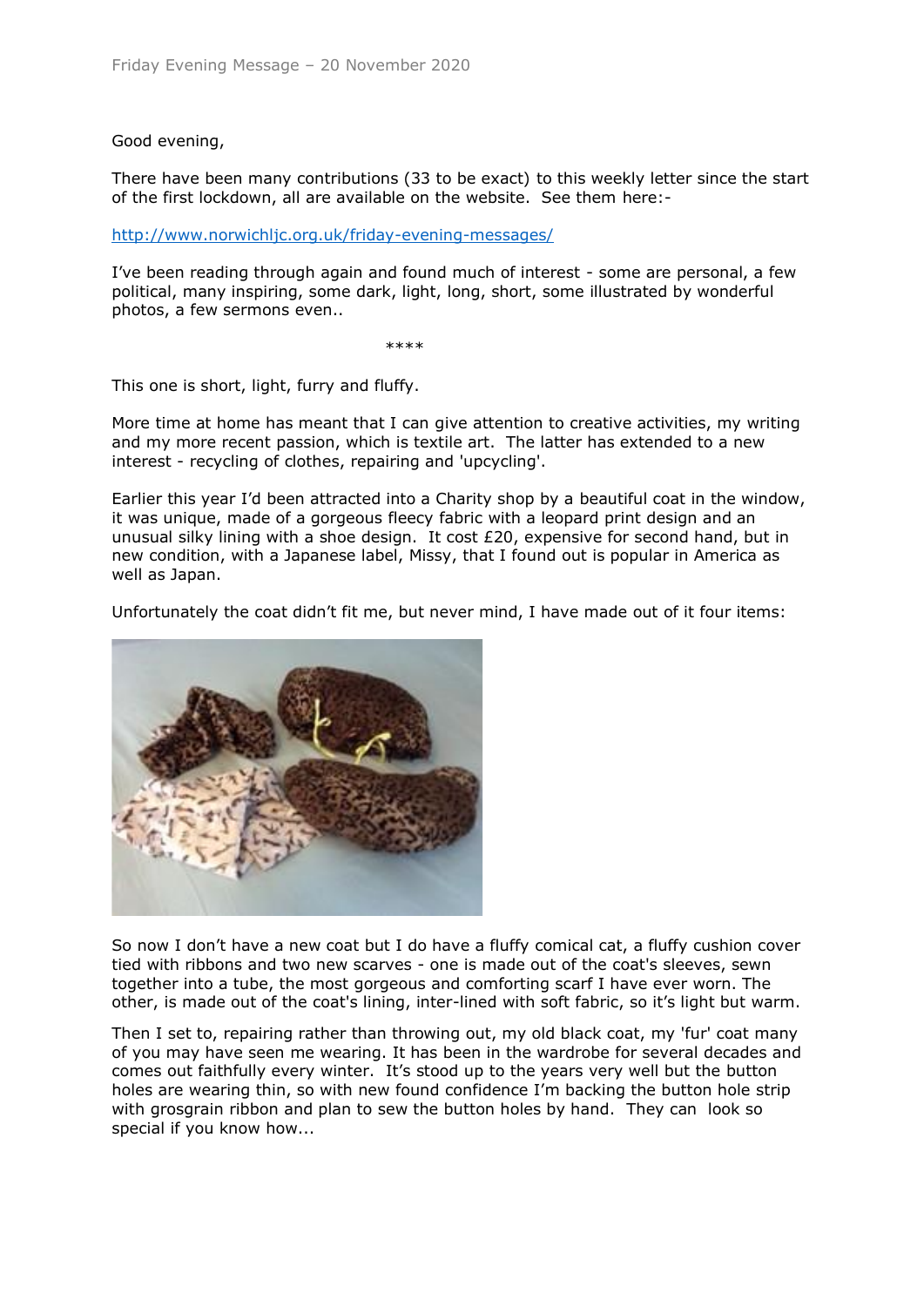Friday Evening Message – 20 November 2020

Good evening,

There have been many contributions (33 to be exact) to this weekly letter since the start of the first lockdown, all are available on the website. See them here:-

http://www.norwichljc.org.uk/friday-evening-messages/

I've been reading through again and found much of interest - some are personal, a few political, many inspiring, some dark, light, long, short, some illustrated by wonderful photos, a few sermons even..

****

This one is short, light, furry and fluffy.

More time at home has meant that I can give attention to creative activities, my writing and my more recent passion, which is textile art. The latter has extended to a new interest - recycling of clothes, repairing and 'upcycling'.

Earlier this year I'd been attracted into a Charity shop by a beautiful coat in the window, it was unique, made of a gorgeous fleecy fabric with a leopard print design and an unusual silky lining with a shoe design. It cost £20, expensive for second hand, but in new condition, with a Japanese label, Missy, that I found out is popular in America as well as Japan.

Unfortunately the coat didn't fit me, but never mind, I have made out of it four items:

So now I don't have a new coat but I do have a fluffy comical cat, a fluffy cushion cover tied with ribbons and two new scarves - one is made out of the coat's sleeves, sewn together into a tube, the most gorgeous and comforting scarf I have ever worn. The other, is made out of the coat's lining, inter-lined with soft fabric, so it's light but warm.

Then I set to, repairing rather than throwing out, my old black coat, my 'fur' coat many of you may have seen me wearing. It has been in the wardrobe for several decades and comes out faithfully every winter. It's stood up to the years very well but the button holes are wearing thin, so with new found confidence I'm backing the button hole strip with grosgrain ribbon and plan to sew the button holes by hand. They can look so special if you know how...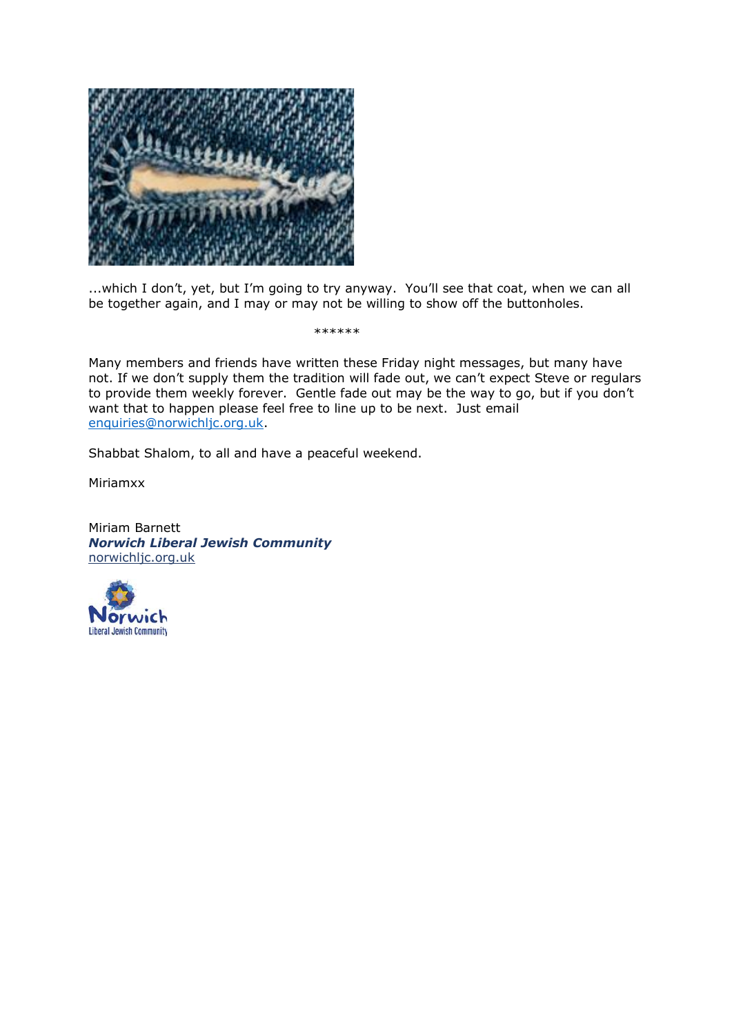...which I don't, yet, but I'm going to try anyway. You'll see that coat, when we can all be together again, and I may or may not be willing to show off the buttonholes.

******

Many members and friends have written these Friday night messages, but many have not. If we don't supply them the tradition will fade out, we can't expect Steve or regulars to provide them weekly forever. Gentle fade out may be the way to go, but if you don't want that to happen please feel free to line up to be next. Just email [enquiries@norwichljc.org.uk](mailto:enquiries@norwichljc.org.uk).

Shabbat Shalom, to all and have a peaceful weekend.

Miriamxx

Miriam Barnett
***Norwich Liberal Jewish Community***
[norwichljc.org.uk](http://norwichljc.org.uk)

Norwich
Liberal Jewish Community